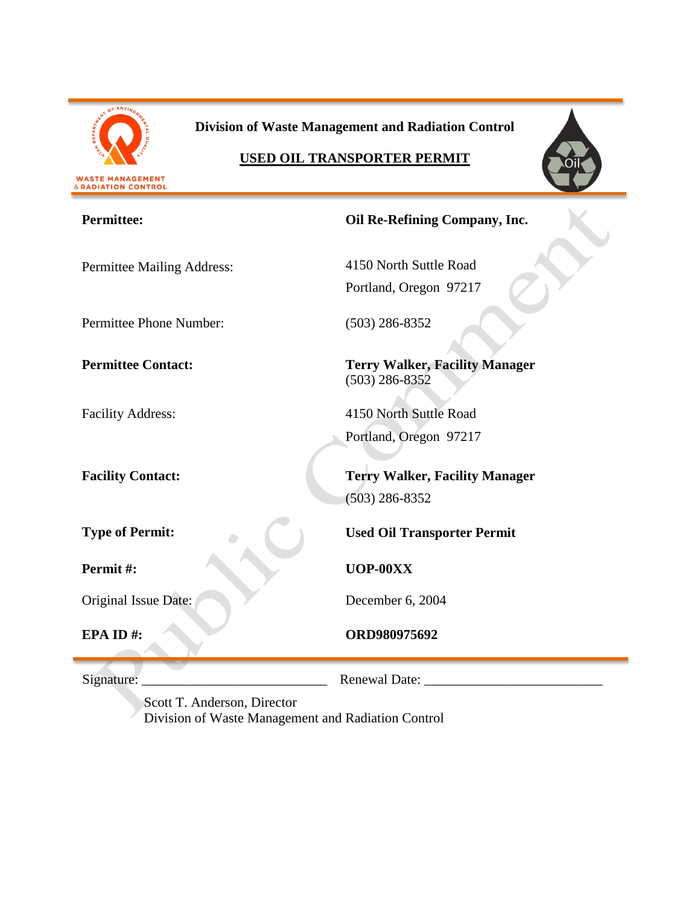**Division of Waste Management and Radiation Control**

**USED OIL TRANSPORTER PERMIT**

| | |
|---|---|
| **Permittee:** | **Oil Re-Refining Company, Inc.** |
| Permittee Mailing Address: | 4150 North Suttle Road<br>Portland, Oregon 97217 |
| Permittee Phone Number: | (503) 286-8352 |
| **Permittee Contact:** | **Terry Walker, Facility Manager**<br>(503) 286-8352 |
| Facility Address: | 4150 North Suttle Road<br>Portland, Oregon 97217 |
| **Facility Contact:** | **Terry Walker, Facility Manager**<br>(503) 286-8352 |
| **Type of Permit:** | **Used Oil Transporter Permit** |
| **Permit #:** | **UOP-00XX** |
| Original Issue Date: | December 6, 2004 |
| **EPA ID #:** | **ORD980975692** |

Signature: ___________________________ Renewal Date: __________________________

Scott T. Anderson, Director
Division of Waste Management and Radiation Control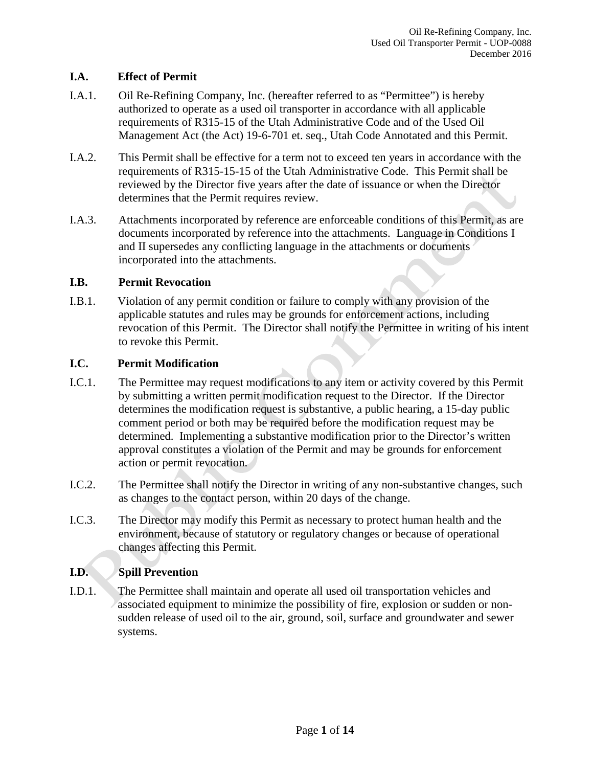### I.A. Effect of Permit

I.A.1. Oil Re-Refining Company, Inc. (hereafter referred to as "Permittee") is hereby authorized to operate as a used oil transporter in accordance with all applicable requirements of R315-15 of the Utah Administrative Code and of the Used Oil Management Act (the Act) 19-6-701 et. seq., Utah Code Annotated and this Permit.

I.A.2. This Permit shall be effective for a term not to exceed ten years in accordance with the requirements of R315-15-15 of the Utah Administrative Code. This Permit shall be reviewed by the Director five years after the date of issuance or when the Director determines that the Permit requires review.

I.A.3. Attachments incorporated by reference are enforceable conditions of this Permit, as are documents incorporated by reference into the attachments. Language in Conditions I and II supersedes any conflicting language in the attachments or documents incorporated into the attachments.

### I.B. Permit Revocation

I.B.1. Violation of any permit condition or failure to comply with any provision of the applicable statutes and rules may be grounds for enforcement actions, including revocation of this Permit. The Director shall notify the Permittee in writing of his intent to revoke this Permit.

### I.C. Permit Modification

I.C.1. The Permittee may request modifications to any item or activity covered by this Permit by submitting a written permit modification request to the Director. If the Director determines the modification request is substantive, a public hearing, a 15-day public comment period or both may be required before the modification request may be determined. Implementing a substantive modification prior to the Director's written approval constitutes a violation of the Permit and may be grounds for enforcement action or permit revocation.

I.C.2. The Permittee shall notify the Director in writing of any non-substantive changes, such as changes to the contact person, within 20 days of the change.

I.C.3. The Director may modify this Permit as necessary to protect human health and the environment, because of statutory or regulatory changes or because of operational changes affecting this Permit.

### I.D. Spill Prevention

I.D.1. The Permittee shall maintain and operate all used oil transportation vehicles and associated equipment to minimize the possibility of fire, explosion or sudden or non-sudden release of used oil to the air, ground, soil, surface and groundwater and sewer systems.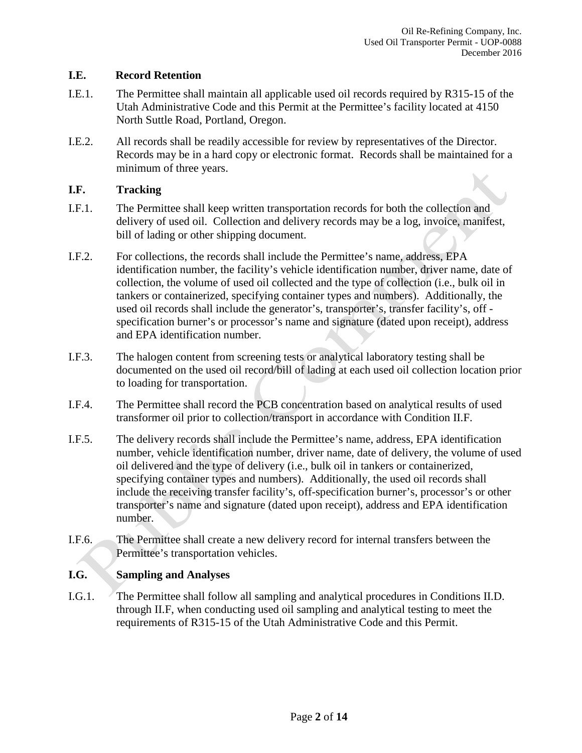### I.E. Record Retention

I.E.1. The Permittee shall maintain all applicable used oil records required by R315-15 of the Utah Administrative Code and this Permit at the Permittee's facility located at 4150 North Suttle Road, Portland, Oregon.

I.E.2. All records shall be readily accessible for review by representatives of the Director. Records may be in a hard copy or electronic format. Records shall be maintained for a minimum of three years.

### I.F. Tracking

I.F.1. The Permittee shall keep written transportation records for both the collection and delivery of used oil. Collection and delivery records may be a log, invoice, manifest, bill of lading or other shipping document.

I.F.2. For collections, the records shall include the Permittee's name, address, EPA identification number, the facility's vehicle identification number, driver name, date of collection, the volume of used oil collected and the type of collection (i.e., bulk oil in tankers or containerized, specifying container types and numbers). Additionally, the used oil records shall include the generator's, transporter's, transfer facility's, off - specification burner's or processor's name and signature (dated upon receipt), address and EPA identification number.

I.F.3. The halogen content from screening tests or analytical laboratory testing shall be documented on the used oil record/bill of lading at each used oil collection location prior to loading for transportation.

I.F.4. The Permittee shall record the PCB concentration based on analytical results of used transformer oil prior to collection/transport in accordance with Condition II.F.

I.F.5. The delivery records shall include the Permittee's name, address, EPA identification number, vehicle identification number, driver name, date of delivery, the volume of used oil delivered and the type of delivery (i.e., bulk oil in tankers or containerized, specifying container types and numbers). Additionally, the used oil records shall include the receiving transfer facility's, off-specification burner's, processor's or other transporter's name and signature (dated upon receipt), address and EPA identification number.

I.F.6. The Permittee shall create a new delivery record for internal transfers between the Permittee's transportation vehicles.

### I.G. Sampling and Analyses

I.G.1. The Permittee shall follow all sampling and analytical procedures in Conditions II.D. through II.F, when conducting used oil sampling and analytical testing to meet the requirements of R315-15 of the Utah Administrative Code and this Permit.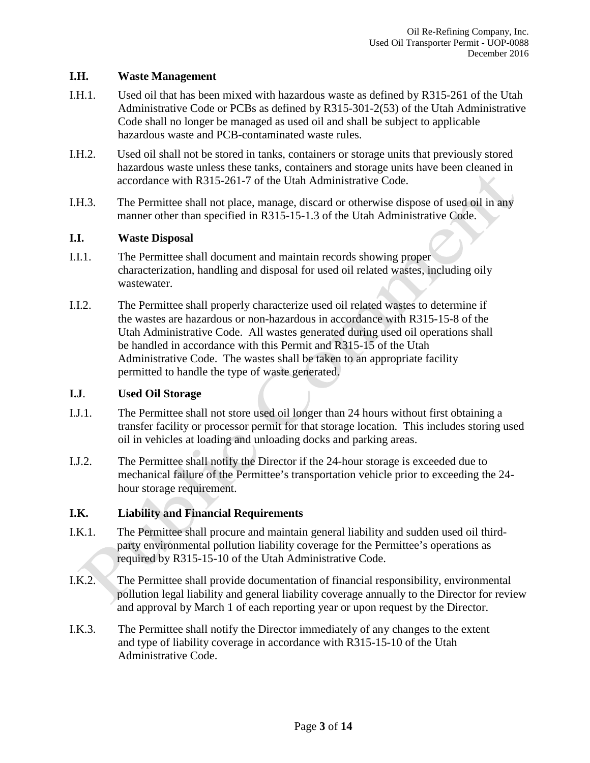### I.H. Waste Management

I.H.1. Used oil that has been mixed with hazardous waste as defined by R315-261 of the Utah Administrative Code or PCBs as defined by R315-301-2(53) of the Utah Administrative Code shall no longer be managed as used oil and shall be subject to applicable hazardous waste and PCB-contaminated waste rules.

I.H.2. Used oil shall not be stored in tanks, containers or storage units that previously stored hazardous waste unless these tanks, containers and storage units have been cleaned in accordance with R315-261-7 of the Utah Administrative Code.

I.H.3. The Permittee shall not place, manage, discard or otherwise dispose of used oil in any manner other than specified in R315-15-1.3 of the Utah Administrative Code.

### I.I. Waste Disposal

I.I.1. The Permittee shall document and maintain records showing proper characterization, handling and disposal for used oil related wastes, including oily wastewater.

I.I.2. The Permittee shall properly characterize used oil related wastes to determine if the wastes are hazardous or non-hazardous in accordance with R315-15-8 of the Utah Administrative Code. All wastes generated during used oil operations shall be handled in accordance with this Permit and R315-15 of the Utah Administrative Code. The wastes shall be taken to an appropriate facility permitted to handle the type of waste generated.

### I.J. Used Oil Storage

I.J.1. The Permittee shall not store used oil longer than 24 hours without first obtaining a transfer facility or processor permit for that storage location. This includes storing used oil in vehicles at loading and unloading docks and parking areas.

I.J.2. The Permittee shall notify the Director if the 24-hour storage is exceeded due to mechanical failure of the Permittee's transportation vehicle prior to exceeding the 24-hour storage requirement.

### I.K. Liability and Financial Requirements

I.K.1. The Permittee shall procure and maintain general liability and sudden used oil third-party environmental pollution liability coverage for the Permittee's operations as required by R315-15-10 of the Utah Administrative Code.

I.K.2. The Permittee shall provide documentation of financial responsibility, environmental pollution legal liability and general liability coverage annually to the Director for review and approval by March 1 of each reporting year or upon request by the Director.

I.K.3. The Permittee shall notify the Director immediately of any changes to the extent and type of liability coverage in accordance with R315-15-10 of the Utah Administrative Code.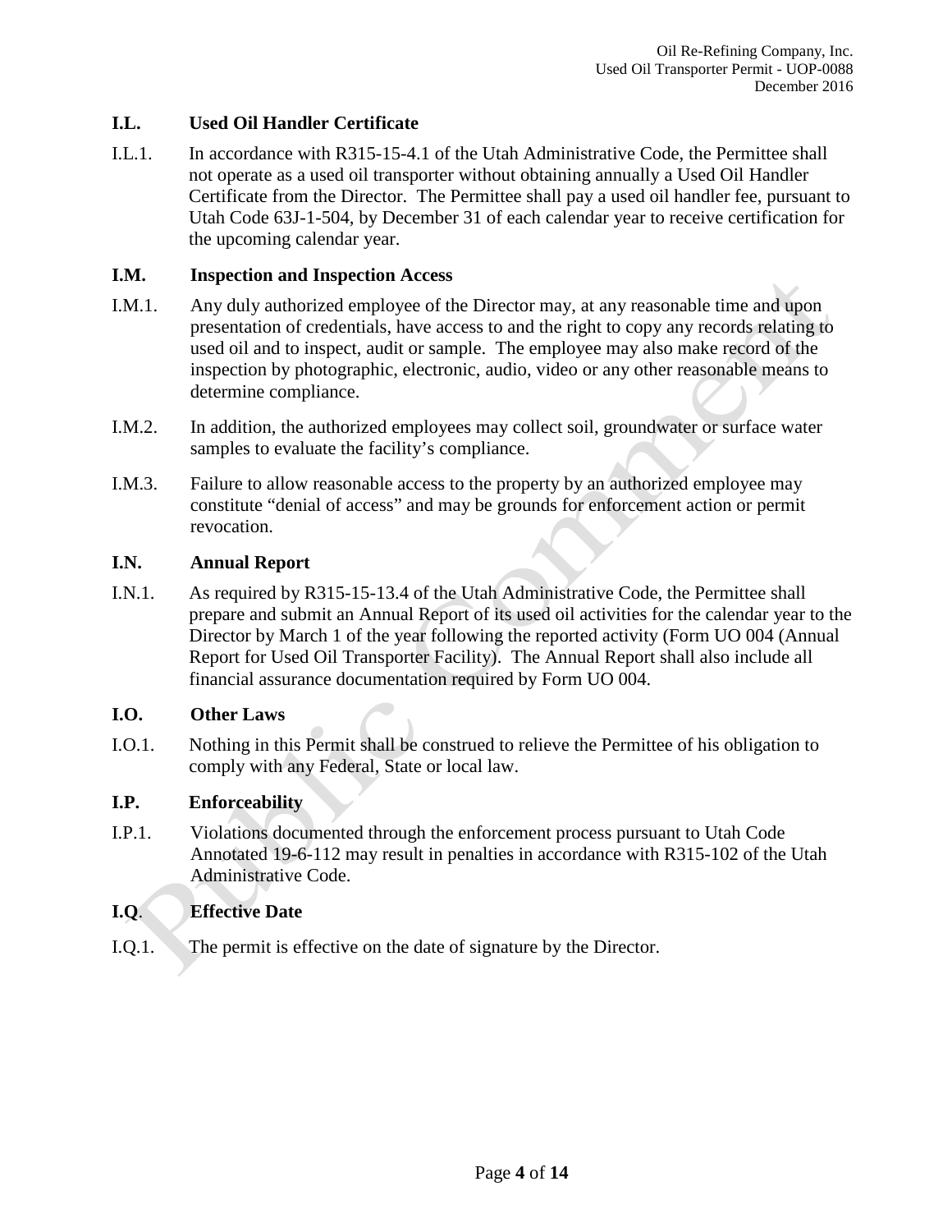## I.L. Used Oil Handler Certificate

I.L.1. In accordance with R315-15-4.1 of the Utah Administrative Code, the Permittee shall not operate as a used oil transporter without obtaining annually a Used Oil Handler Certificate from the Director. The Permittee shall pay a used oil handler fee, pursuant to Utah Code 63J-1-504, by December 31 of each calendar year to receive certification for the upcoming calendar year.

## I.M. Inspection and Inspection Access

I.M.1. Any duly authorized employee of the Director may, at any reasonable time and upon presentation of credentials, have access to and the right to copy any records relating to used oil and to inspect, audit or sample. The employee may also make record of the inspection by photographic, electronic, audio, video or any other reasonable means to determine compliance.

I.M.2. In addition, the authorized employees may collect soil, groundwater or surface water samples to evaluate the facility's compliance.

I.M.3. Failure to allow reasonable access to the property by an authorized employee may constitute "denial of access" and may be grounds for enforcement action or permit revocation.

## I.N. Annual Report

I.N.1. As required by R315-15-13.4 of the Utah Administrative Code, the Permittee shall prepare and submit an Annual Report of its used oil activities for the calendar year to the Director by March 1 of the year following the reported activity (Form UO 004 (Annual Report for Used Oil Transporter Facility). The Annual Report shall also include all financial assurance documentation required by Form UO 004.

## I.O. Other Laws

I.O.1. Nothing in this Permit shall be construed to relieve the Permittee of his obligation to comply with any Federal, State or local law.

## I.P. Enforceability

I.P.1. Violations documented through the enforcement process pursuant to Utah Code Annotated 19-6-112 may result in penalties in accordance with R315-102 of the Utah Administrative Code.

## I.Q. Effective Date

I.Q.1. The permit is effective on the date of signature by the Director.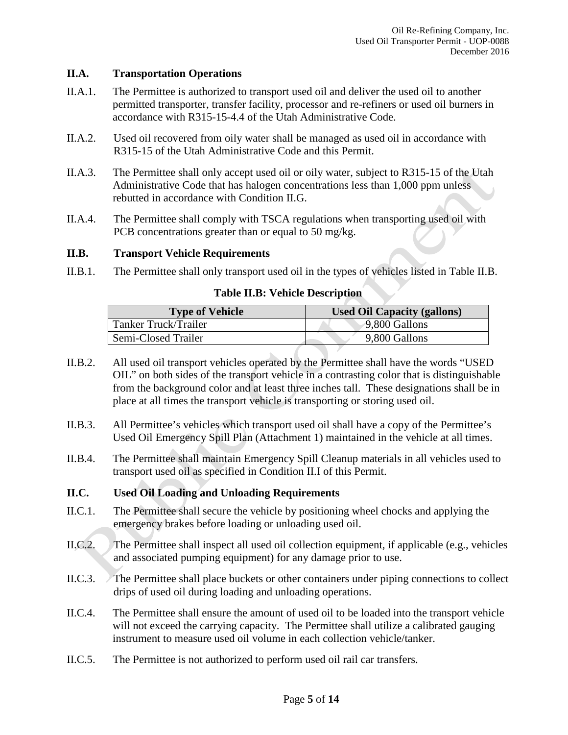## II.A. Transportation Operations

II.A.1. The Permittee is authorized to transport used oil and deliver the used oil to another permitted transporter, transfer facility, processor and re-refiners or used oil burners in accordance with R315-15-4.4 of the Utah Administrative Code.

II.A.2. Used oil recovered from oily water shall be managed as used oil in accordance with R315-15 of the Utah Administrative Code and this Permit.

II.A.3. The Permittee shall only accept used oil or oily water, subject to R315-15 of the Utah Administrative Code that has halogen concentrations less than 1,000 ppm unless rebutted in accordance with Condition II.G.

II.A.4. The Permittee shall comply with TSCA regulations when transporting used oil with PCB concentrations greater than or equal to 50 mg/kg.

## II.B. Transport Vehicle Requirements

II.B.1. The Permittee shall only transport used oil in the types of vehicles listed in Table II.B.

**Table II.B: Vehicle Description**

| Type of Vehicle | Used Oil Capacity (gallons) |
|---|---|
| Tanker Truck/Trailer | 9,800 Gallons |
| Semi-Closed Trailer | 9,800 Gallons |

II.B.2. All used oil transport vehicles operated by the Permittee shall have the words "USED OIL" on both sides of the transport vehicle in a contrasting color that is distinguishable from the background color and at least three inches tall. These designations shall be in place at all times the transport vehicle is transporting or storing used oil.

II.B.3. All Permittee's vehicles which transport used oil shall have a copy of the Permittee's Used Oil Emergency Spill Plan (Attachment 1) maintained in the vehicle at all times.

II.B.4. The Permittee shall maintain Emergency Spill Cleanup materials in all vehicles used to transport used oil as specified in Condition II.I of this Permit.

## II.C. Used Oil Loading and Unloading Requirements

II.C.1. The Permittee shall secure the vehicle by positioning wheel chocks and applying the emergency brakes before loading or unloading used oil.

II.C.2. The Permittee shall inspect all used oil collection equipment, if applicable (e.g., vehicles and associated pumping equipment) for any damage prior to use.

II.C.3. The Permittee shall place buckets or other containers under piping connections to collect drips of used oil during loading and unloading operations.

II.C.4. The Permittee shall ensure the amount of used oil to be loaded into the transport vehicle will not exceed the carrying capacity. The Permittee shall utilize a calibrated gauging instrument to measure used oil volume in each collection vehicle/tanker.

II.C.5. The Permittee is not authorized to perform used oil rail car transfers.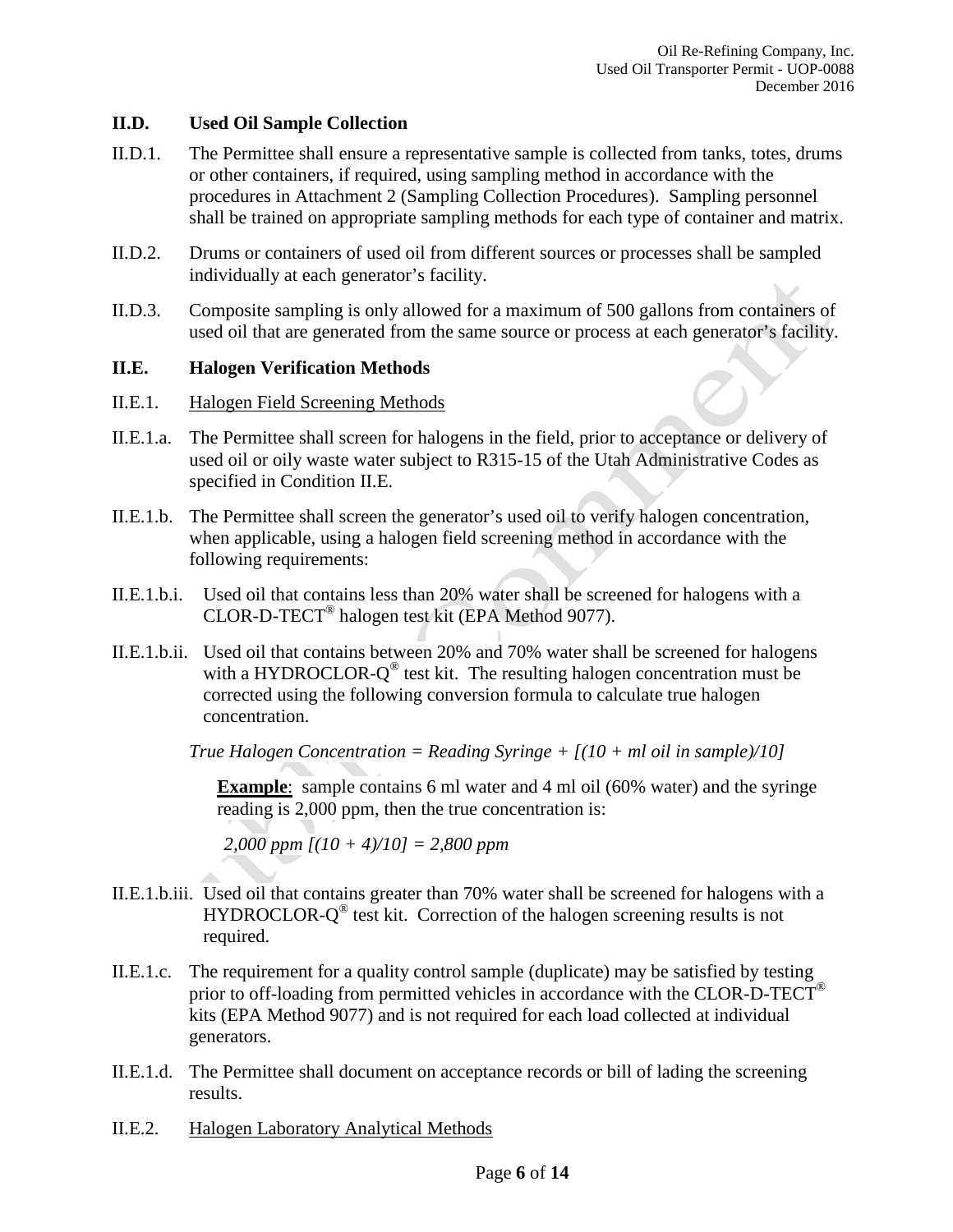### II.D. Used Oil Sample Collection

II.D.1. The Permittee shall ensure a representative sample is collected from tanks, totes, drums or other containers, if required, using sampling method in accordance with the procedures in Attachment 2 (Sampling Collection Procedures). Sampling personnel shall be trained on appropriate sampling methods for each type of container and matrix.

II.D.2. Drums or containers of used oil from different sources or processes shall be sampled individually at each generator's facility.

II.D.3. Composite sampling is only allowed for a maximum of 500 gallons from containers of used oil that are generated from the same source or process at each generator's facility.

### II.E. Halogen Verification Methods

II.E.1. Halogen Field Screening Methods

II.E.1.a. The Permittee shall screen for halogens in the field, prior to acceptance or delivery of used oil or oily waste water subject to R315-15 of the Utah Administrative Codes as specified in Condition II.E.

II.E.1.b. The Permittee shall screen the generator's used oil to verify halogen concentration, when applicable, using a halogen field screening method in accordance with the following requirements:

II.E.1.b.i. Used oil that contains less than 20% water shall be screened for halogens with a CLOR-D-TECT® halogen test kit (EPA Method 9077).

II.E.1.b.ii. Used oil that contains between 20% and 70% water shall be screened for halogens with a HYDROCLOR-Q® test kit. The resulting halogen concentration must be corrected using the following conversion formula to calculate true halogen concentration.

*True Halogen Concentration = Reading Syringe + [(10 + ml oil in sample)/10]*

**Example**: sample contains 6 ml water and 4 ml oil (60% water) and the syringe reading is 2,000 ppm, then the true concentration is:

*2,000 ppm [(10 + 4)/10] = 2,800 ppm*

II.E.1.b.iii. Used oil that contains greater than 70% water shall be screened for halogens with a HYDROCLOR-Q® test kit. Correction of the halogen screening results is not required.

II.E.1.c. The requirement for a quality control sample (duplicate) may be satisfied by testing prior to off-loading from permitted vehicles in accordance with the CLOR-D-TECT® kits (EPA Method 9077) and is not required for each load collected at individual generators.

II.E.1.d. The Permittee shall document on acceptance records or bill of lading the screening results.

II.E.2. Halogen Laboratory Analytical Methods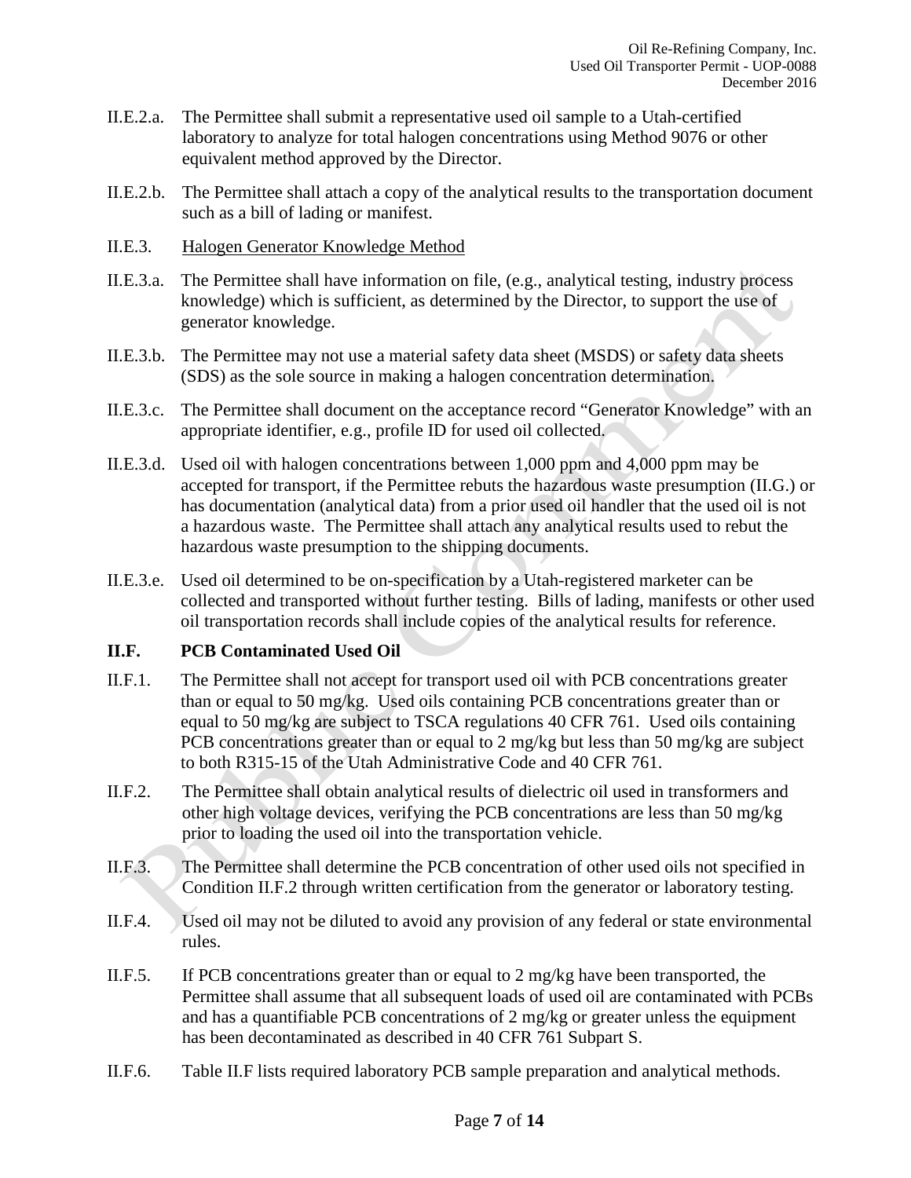II.E.2.a. The Permittee shall submit a representative used oil sample to a Utah-certified laboratory to analyze for total halogen concentrations using Method 9076 or other equivalent method approved by the Director.

II.E.2.b. The Permittee shall attach a copy of the analytical results to the transportation document such as a bill of lading or manifest.

II.E.3. Halogen Generator Knowledge Method

II.E.3.a. The Permittee shall have information on file, (e.g., analytical testing, industry process knowledge) which is sufficient, as determined by the Director, to support the use of generator knowledge.

II.E.3.b. The Permittee may not use a material safety data sheet (MSDS) or safety data sheets (SDS) as the sole source in making a halogen concentration determination.

II.E.3.c. The Permittee shall document on the acceptance record "Generator Knowledge" with an appropriate identifier, e.g., profile ID for used oil collected.

II.E.3.d. Used oil with halogen concentrations between 1,000 ppm and 4,000 ppm may be accepted for transport, if the Permittee rebuts the hazardous waste presumption (II.G.) or has documentation (analytical data) from a prior used oil handler that the used oil is not a hazardous waste. The Permittee shall attach any analytical results used to rebut the hazardous waste presumption to the shipping documents.

II.E.3.e. Used oil determined to be on-specification by a Utah-registered marketer can be collected and transported without further testing. Bills of lading, manifests or other used oil transportation records shall include copies of the analytical results for reference.

**II.F. PCB Contaminated Used Oil**

II.F.1. The Permittee shall not accept for transport used oil with PCB concentrations greater than or equal to 50 mg/kg. Used oils containing PCB concentrations greater than or equal to 50 mg/kg are subject to TSCA regulations 40 CFR 761. Used oils containing PCB concentrations greater than or equal to 2 mg/kg but less than 50 mg/kg are subject to both R315-15 of the Utah Administrative Code and 40 CFR 761.

II.F.2. The Permittee shall obtain analytical results of dielectric oil used in transformers and other high voltage devices, verifying the PCB concentrations are less than 50 mg/kg prior to loading the used oil into the transportation vehicle.

II.F.3. The Permittee shall determine the PCB concentration of other used oils not specified in Condition II.F.2 through written certification from the generator or laboratory testing.

II.F.4. Used oil may not be diluted to avoid any provision of any federal or state environmental rules.

II.F.5. If PCB concentrations greater than or equal to 2 mg/kg have been transported, the Permittee shall assume that all subsequent loads of used oil are contaminated with PCBs and has a quantifiable PCB concentrations of 2 mg/kg or greater unless the equipment has been decontaminated as described in 40 CFR 761 Subpart S.

II.F.6. Table II.F lists required laboratory PCB sample preparation and analytical methods.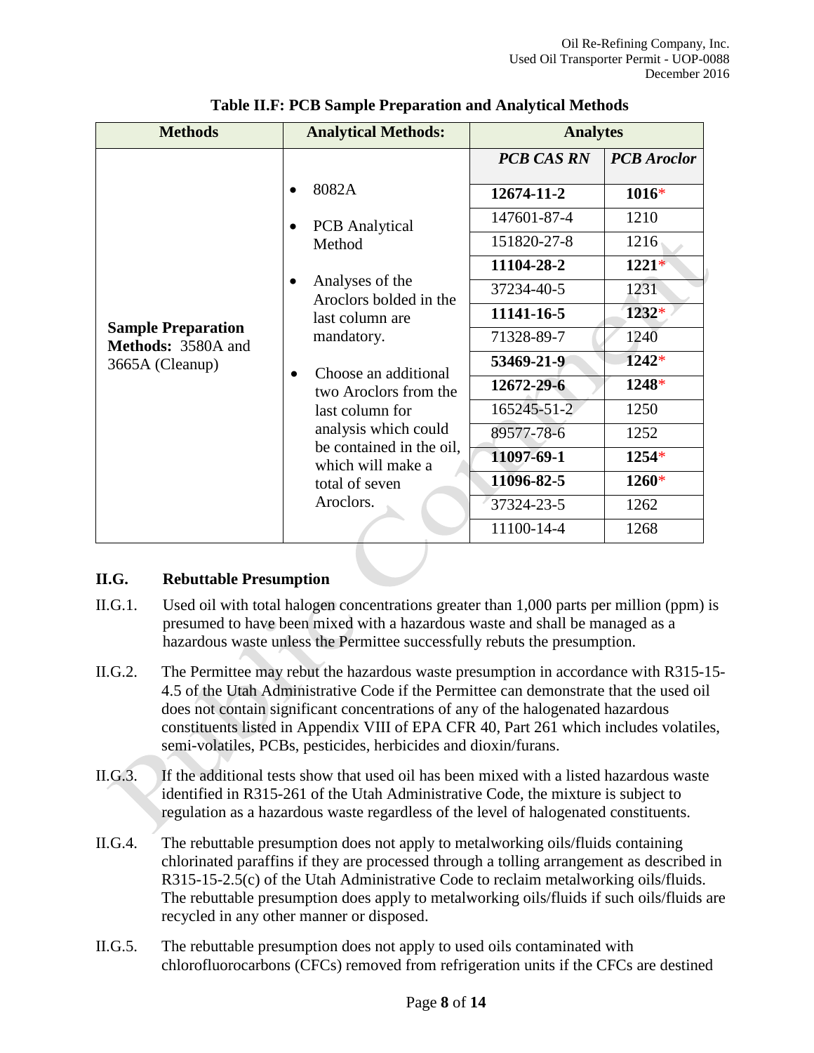**Table II.F: PCB Sample Preparation and Analytical Methods**

| Methods | Analytical Methods: | Analytes | |
|---|---|---|---|
| | | ***PCB CAS RN*** | ***PCB Aroclor*** |
| **Sample Preparation Methods:** 3580A and 3665A (Cleanup) | • 8082A<br>• PCB Analytical Method<br>• Analyses of the Aroclors bolded in the last column are mandatory.<br>• Choose an additional two Aroclors from the last column for analysis which could be contained in the oil, which will make a total of seven Aroclors. | **12674-11-2** | **1016*** |
| | | 147601-87-4 | 1210 |
| | | 151820-27-8 | 1216 |
| | | **11104-28-2** | **1221*** |
| | | 37234-40-5 | 1231 |
| | | **11141-16-5** | **1232*** |
| | | 71328-89-7 | 1240 |
| | | **53469-21-9** | **1242*** |
| | | **12672-29-6** | **1248*** |
| | | 165245-51-2 | 1250 |
| | | 89577-78-6 | 1252 |
| | | **11097-69-1** | **1254*** |
| | | **11096-82-5** | **1260*** |
| | | 37324-23-5 | 1262 |
| | | 11100-14-4 | 1268 |

## II.G. Rebuttable Presumption

II.G.1. Used oil with total halogen concentrations greater than 1,000 parts per million (ppm) is presumed to have been mixed with a hazardous waste and shall be managed as a hazardous waste unless the Permittee successfully rebuts the presumption.

II.G.2. The Permittee may rebut the hazardous waste presumption in accordance with R315-15-4.5 of the Utah Administrative Code if the Permittee can demonstrate that the used oil does not contain significant concentrations of any of the halogenated hazardous constituents listed in Appendix VIII of EPA CFR 40, Part 261 which includes volatiles, semi-volatiles, PCBs, pesticides, herbicides and dioxin/furans.

II.G.3. If the additional tests show that used oil has been mixed with a listed hazardous waste identified in R315-261 of the Utah Administrative Code, the mixture is subject to regulation as a hazardous waste regardless of the level of halogenated constituents.

II.G.4. The rebuttable presumption does not apply to metalworking oils/fluids containing chlorinated paraffins if they are processed through a tolling arrangement as described in R315-15-2.5(c) of the Utah Administrative Code to reclaim metalworking oils/fluids. The rebuttable presumption does apply to metalworking oils/fluids if such oils/fluids are recycled in any other manner or disposed.

II.G.5. The rebuttable presumption does not apply to used oils contaminated with chlorofluorocarbons (CFCs) removed from refrigeration units if the CFCs are destined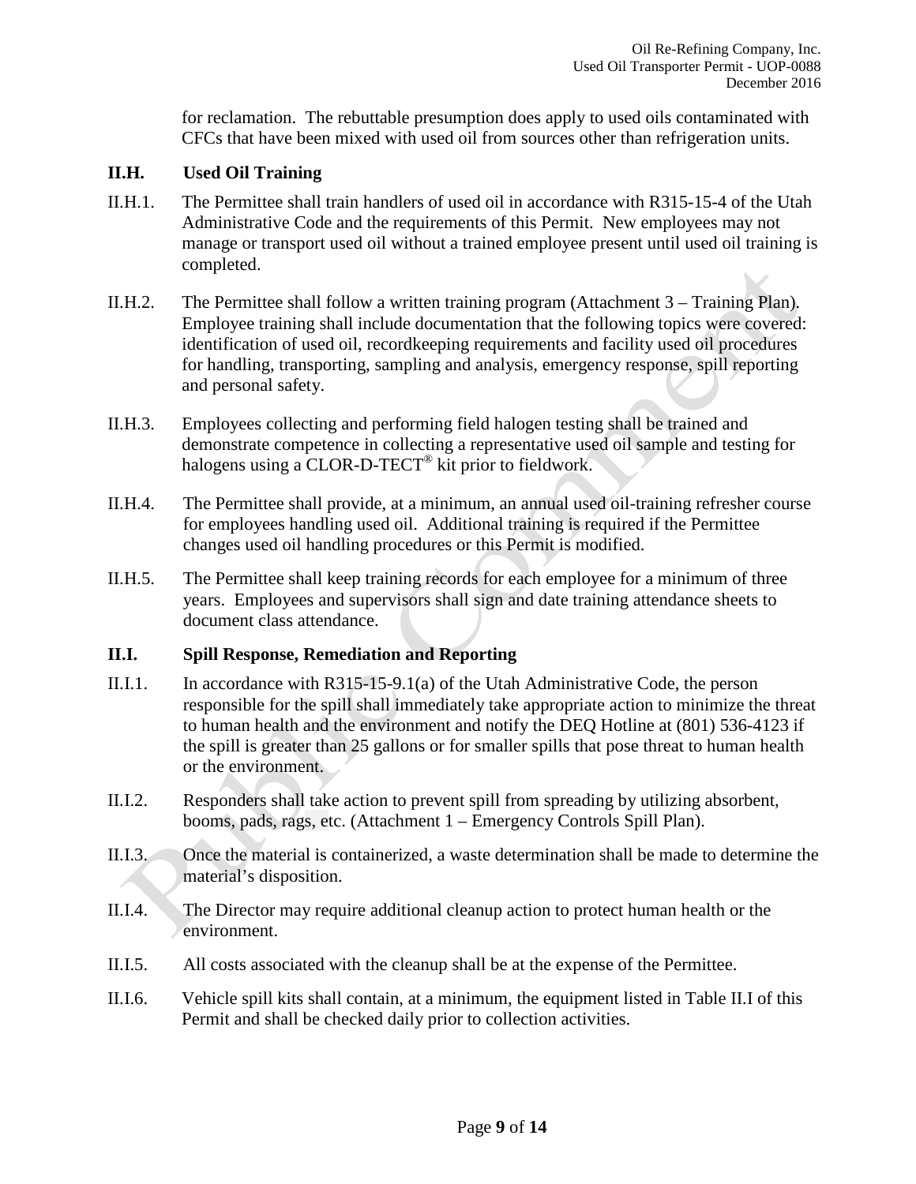for reclamation. The rebuttable presumption does apply to used oils contaminated with CFCs that have been mixed with used oil from sources other than refrigeration units.

## II.H. Used Oil Training

II.H.1. The Permittee shall train handlers of used oil in accordance with R315-15-4 of the Utah Administrative Code and the requirements of this Permit. New employees may not manage or transport used oil without a trained employee present until used oil training is completed.

II.H.2. The Permittee shall follow a written training program (Attachment 3 – Training Plan). Employee training shall include documentation that the following topics were covered: identification of used oil, recordkeeping requirements and facility used oil procedures for handling, transporting, sampling and analysis, emergency response, spill reporting and personal safety.

II.H.3. Employees collecting and performing field halogen testing shall be trained and demonstrate competence in collecting a representative used oil sample and testing for halogens using a CLOR-D-TECT® kit prior to fieldwork.

II.H.4. The Permittee shall provide, at a minimum, an annual used oil-training refresher course for employees handling used oil. Additional training is required if the Permittee changes used oil handling procedures or this Permit is modified.

II.H.5. The Permittee shall keep training records for each employee for a minimum of three years. Employees and supervisors shall sign and date training attendance sheets to document class attendance.

## II.I. Spill Response, Remediation and Reporting

II.I.1. In accordance with R315-15-9.1(a) of the Utah Administrative Code, the person responsible for the spill shall immediately take appropriate action to minimize the threat to human health and the environment and notify the DEQ Hotline at (801) 536-4123 if the spill is greater than 25 gallons or for smaller spills that pose threat to human health or the environment.

II.I.2. Responders shall take action to prevent spill from spreading by utilizing absorbent, booms, pads, rags, etc. (Attachment 1 – Emergency Controls Spill Plan).

II.I.3. Once the material is containerized, a waste determination shall be made to determine the material's disposition.

II.I.4. The Director may require additional cleanup action to protect human health or the environment.

II.I.5. All costs associated with the cleanup shall be at the expense of the Permittee.

II.I.6. Vehicle spill kits shall contain, at a minimum, the equipment listed in Table II.I of this Permit and shall be checked daily prior to collection activities.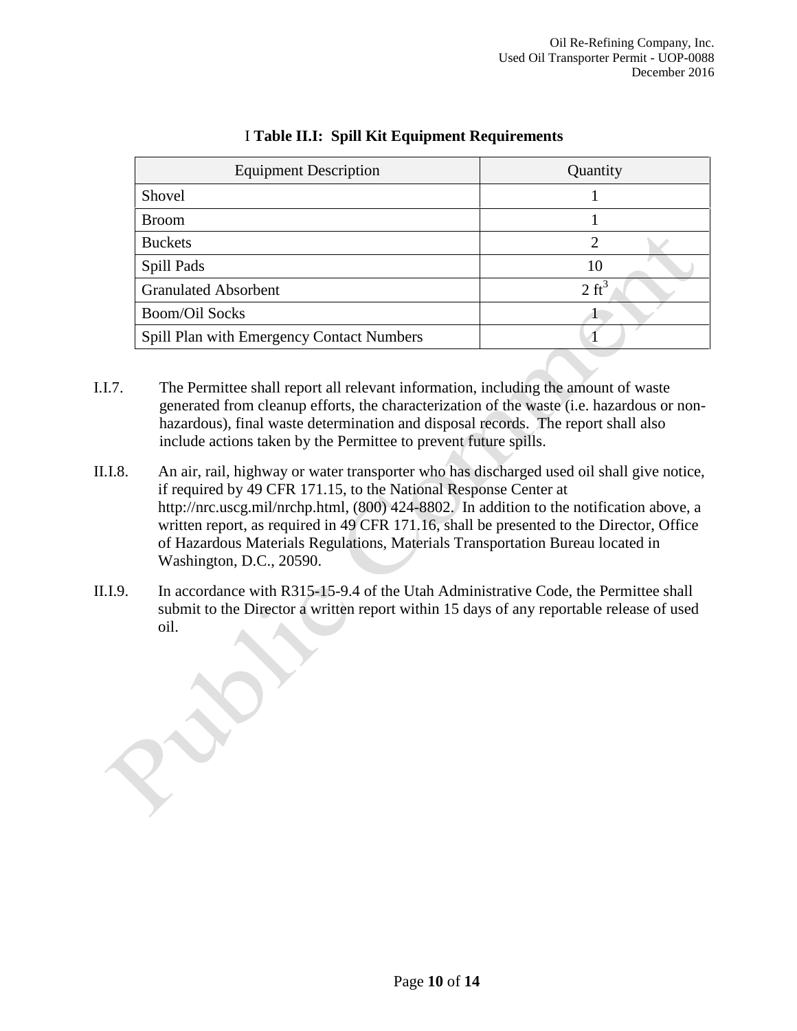I **Table II.I: Spill Kit Equipment Requirements**

| Equipment Description | Quantity |
|---|---|
| Shovel | 1 |
| Broom | 1 |
| Buckets | 2 |
| Spill Pads | 10 |
| Granulated Absorbent | 2 $ft^3$ |
| Boom/Oil Socks | 1 |
| Spill Plan with Emergency Contact Numbers | 1 |

I.I.7. The Permittee shall report all relevant information, including the amount of waste generated from cleanup efforts, the characterization of the waste (i.e. hazardous or non-hazardous), final waste determination and disposal records. The report shall also include actions taken by the Permittee to prevent future spills.

II.I.8. An air, rail, highway or water transporter who has discharged used oil shall give notice, if required by 49 CFR 171.15, to the National Response Center at http://nrc.uscg.mil/nrchp.html, (800) 424-8802. In addition to the notification above, a written report, as required in 49 CFR 171.16, shall be presented to the Director, Office of Hazardous Materials Regulations, Materials Transportation Bureau located in Washington, D.C., 20590.

II.I.9. In accordance with R315-15-9.4 of the Utah Administrative Code, the Permittee shall submit to the Director a written report within 15 days of any reportable release of used oil.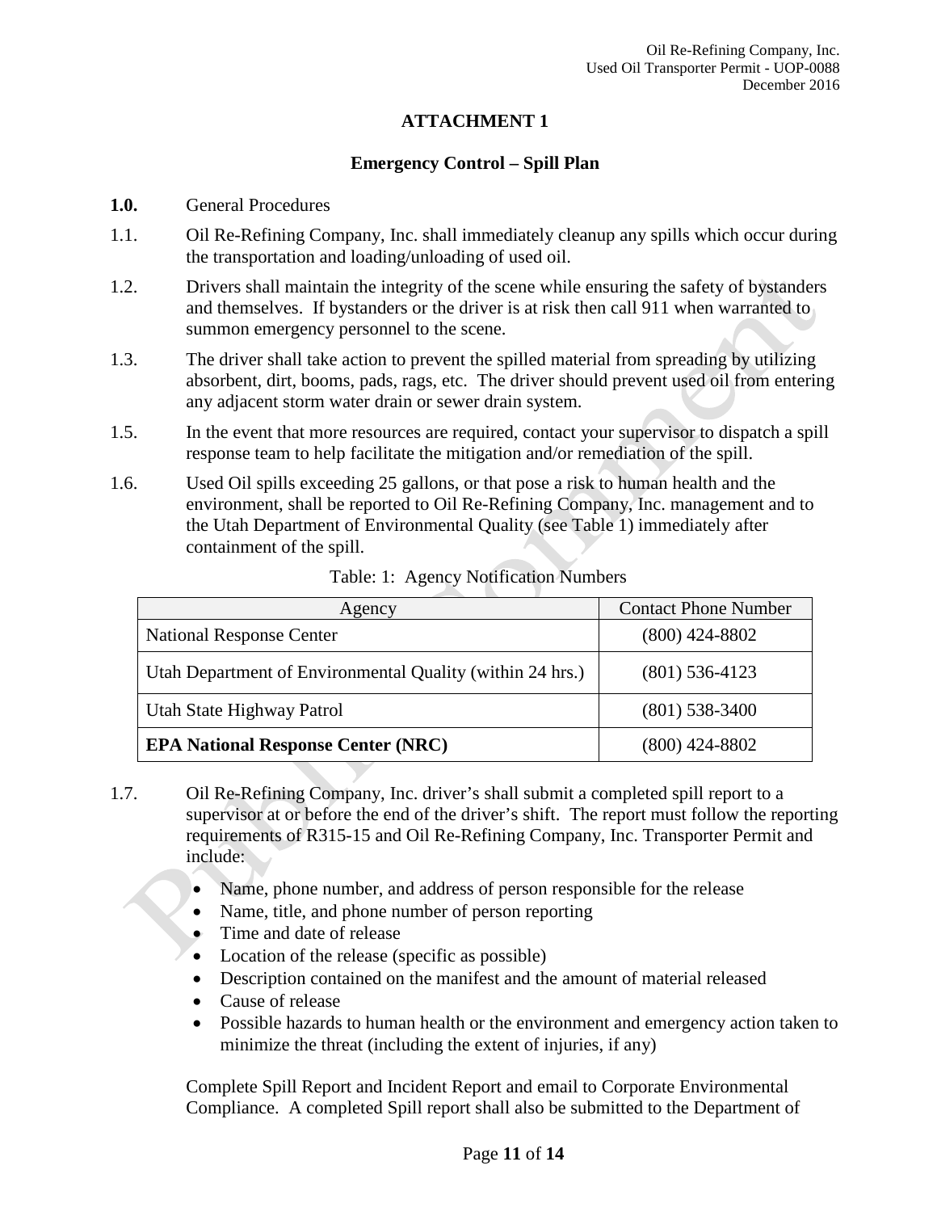# ATTACHMENT 1

## Emergency Control – Spill Plan

**1.0.** General Procedures

1.1. Oil Re-Refining Company, Inc. shall immediately cleanup any spills which occur during the transportation and loading/unloading of used oil.

1.2. Drivers shall maintain the integrity of the scene while ensuring the safety of bystanders and themselves. If bystanders or the driver is at risk then call 911 when warranted to summon emergency personnel to the scene.

1.3. The driver shall take action to prevent the spilled material from spreading by utilizing absorbent, dirt, booms, pads, rags, etc. The driver should prevent used oil from entering any adjacent storm water drain or sewer drain system.

1.5. In the event that more resources are required, contact your supervisor to dispatch a spill response team to help facilitate the mitigation and/or remediation of the spill.

1.6. Used Oil spills exceeding 25 gallons, or that pose a risk to human health and the environment, shall be reported to Oil Re-Refining Company, Inc. management and to the Utah Department of Environmental Quality (see Table 1) immediately after containment of the spill.

Table: 1: Agency Notification Numbers

| Agency | Contact Phone Number |
|---|---|
| National Response Center | (800) 424-8802 |
| Utah Department of Environmental Quality (within 24 hrs.) | (801) 536-4123 |
| Utah State Highway Patrol | (801) 538-3400 |
| **EPA National Response Center (NRC)** | (800) 424-8802 |

1.7. Oil Re-Refining Company, Inc. driver's shall submit a completed spill report to a supervisor at or before the end of the driver's shift. The report must follow the reporting requirements of R315-15 and Oil Re-Refining Company, Inc. Transporter Permit and include:

- Name, phone number, and address of person responsible for the release
- Name, title, and phone number of person reporting
- Time and date of release
- Location of the release (specific as possible)
- Description contained on the manifest and the amount of material released
- Cause of release
- Possible hazards to human health or the environment and emergency action taken to minimize the threat (including the extent of injuries, if any)

Complete Spill Report and Incident Report and email to Corporate Environmental Compliance. A completed Spill report shall also be submitted to the Department of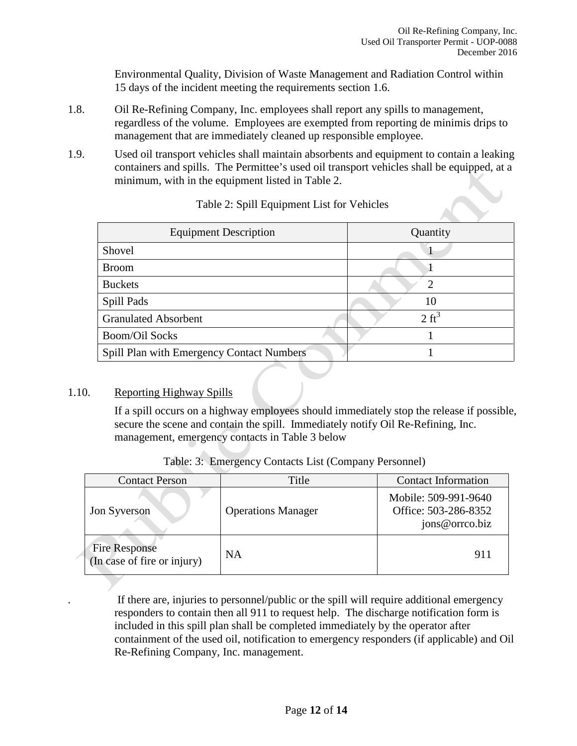Environmental Quality, Division of Waste Management and Radiation Control within 15 days of the incident meeting the requirements section 1.6.

1.8. Oil Re-Refining Company, Inc. employees shall report any spills to management, regardless of the volume. Employees are exempted from reporting de minimis drips to management that are immediately cleaned up responsible employee.

1.9. Used oil transport vehicles shall maintain absorbents and equipment to contain a leaking containers and spills. The Permittee's used oil transport vehicles shall be equipped, at a minimum, with in the equipment listed in Table 2.

Table 2: Spill Equipment List for Vehicles

| Equipment Description | Quantity |
|---|---|
| Shovel | 1 |
| Broom | 1 |
| Buckets | 2 |
| Spill Pads | 10 |
| Granulated Absorbent | 2 $ft^3$ |
| Boom/Oil Socks | 1 |
| Spill Plan with Emergency Contact Numbers | 1 |

1.10. Reporting Highway Spills

If a spill occurs on a highway employees should immediately stop the release if possible, secure the scene and contain the spill. Immediately notify Oil Re-Refining, Inc. management, emergency contacts in Table 3 below

Table: 3: Emergency Contacts List (Company Personnel)

| Contact Person | Title | Contact Information |
|---|---|---|
| Jon Syverson | Operations Manager | Mobile: 509-991-9640<br>Office: 503-286-8352<br>jons@orrco.biz |
| Fire Response<br>(In case of fire or injury) | NA | 911 |

. If there are, injuries to personnel/public or the spill will require additional emergency responders to contain then all 911 to request help. The discharge notification form is included in this spill plan shall be completed immediately by the operator after containment of the used oil, notification to emergency responders (if applicable) and Oil Re-Refining Company, Inc. management.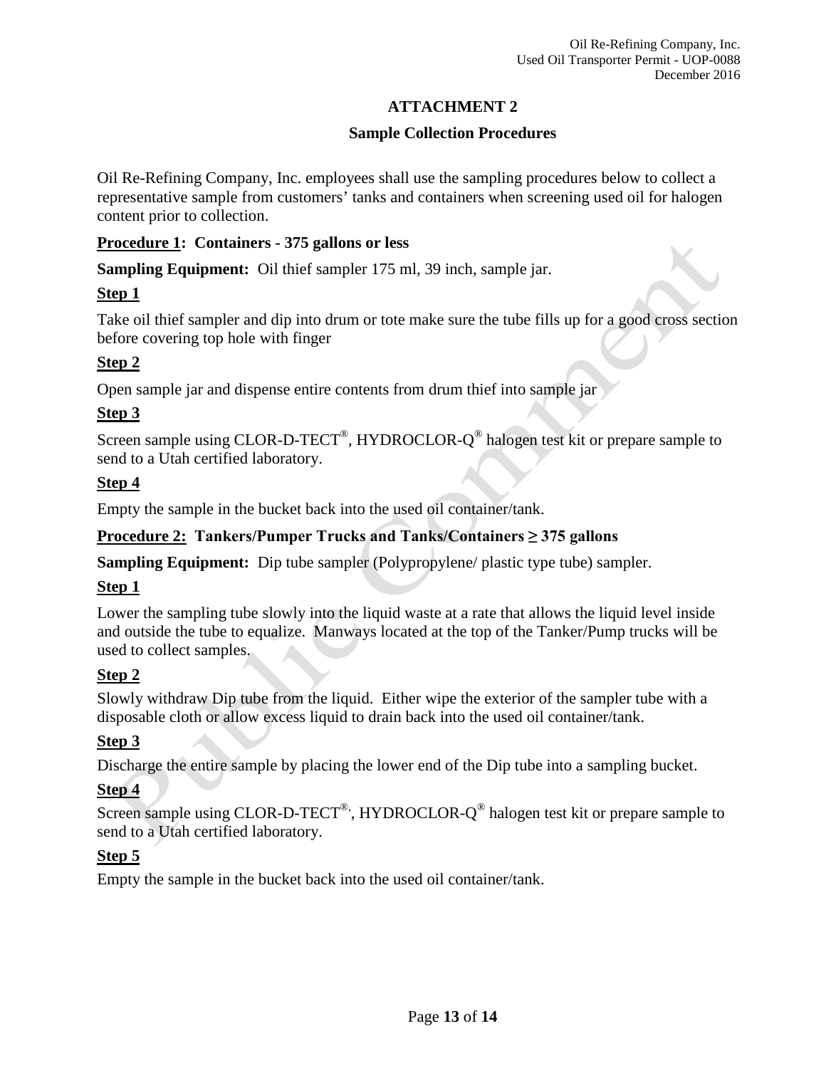# ATTACHMENT 2

## Sample Collection Procedures

Oil Re-Refining Company, Inc. employees shall use the sampling procedures below to collect a representative sample from customers' tanks and containers when screening used oil for halogen content prior to collection.

**Procedure 1: Containers - 375 gallons or less**

**Sampling Equipment:** Oil thief sampler 175 ml, 39 inch, sample jar.

**Step 1**

Take oil thief sampler and dip into drum or tote make sure the tube fills up for a good cross section before covering top hole with finger

**Step 2**

Open sample jar and dispense entire contents from drum thief into sample jar

**Step 3**

Screen sample using CLOR-D-TECT®, HYDROCLOR-Q® halogen test kit or prepare sample to send to a Utah certified laboratory.

**Step 4**

Empty the sample in the bucket back into the used oil container/tank.

**Procedure 2: Tankers/Pumper Trucks and Tanks/Containers ≥ 375 gallons**

**Sampling Equipment:** Dip tube sampler (Polypropylene/ plastic type tube) sampler.

**Step 1**

Lower the sampling tube slowly into the liquid waste at a rate that allows the liquid level inside and outside the tube to equalize. Manways located at the top of the Tanker/Pump trucks will be used to collect samples.

**Step 2**

Slowly withdraw Dip tube from the liquid. Either wipe the exterior of the sampler tube with a disposable cloth or allow excess liquid to drain back into the used oil container/tank.

**Step 3**

Discharge the entire sample by placing the lower end of the Dip tube into a sampling bucket.

**Step 4**

Screen sample using CLOR-D-TECT®, HYDROCLOR-Q® halogen test kit or prepare sample to send to a Utah certified laboratory.

**Step 5**

Empty the sample in the bucket back into the used oil container/tank.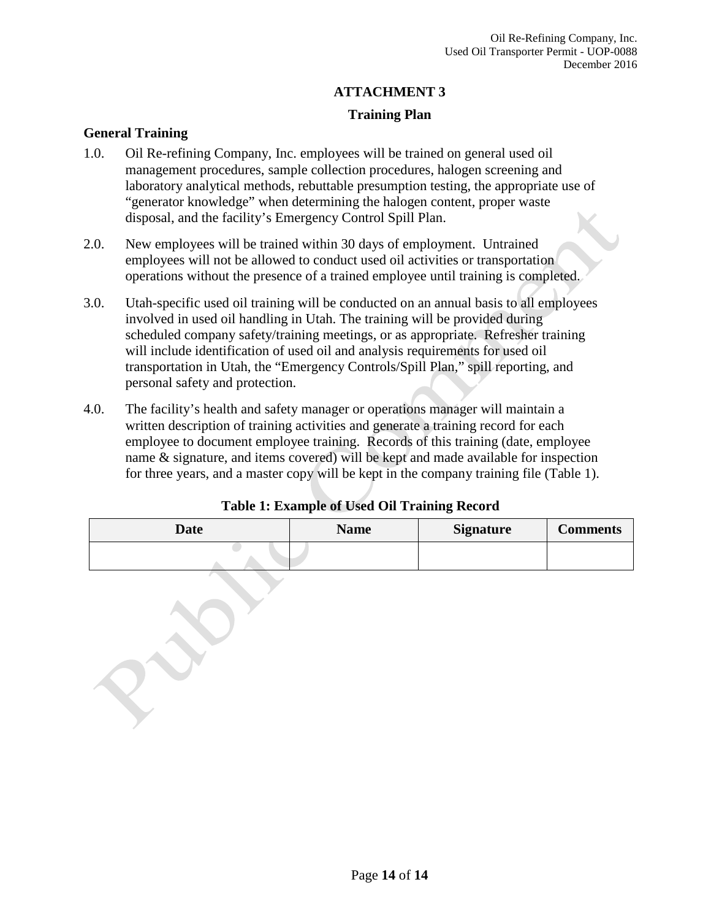# ATTACHMENT 3

## Training Plan

### General Training

1.0. Oil Re-refining Company, Inc. employees will be trained on general used oil management procedures, sample collection procedures, halogen screening and laboratory analytical methods, rebuttable presumption testing, the appropriate use of "generator knowledge" when determining the halogen content, proper waste disposal, and the facility's Emergency Control Spill Plan.

2.0. New employees will be trained within 30 days of employment. Untrained employees will not be allowed to conduct used oil activities or transportation operations without the presence of a trained employee until training is completed.

3.0. Utah-specific used oil training will be conducted on an annual basis to all employees involved in used oil handling in Utah. The training will be provided during scheduled company safety/training meetings, or as appropriate. Refresher training will include identification of used oil and analysis requirements for used oil transportation in Utah, the "Emergency Controls/Spill Plan," spill reporting, and personal safety and protection.

4.0. The facility's health and safety manager or operations manager will maintain a written description of training activities and generate a training record for each employee to document employee training. Records of this training (date, employee name & signature, and items covered) will be kept and made available for inspection for three years, and a master copy will be kept in the company training file (Table 1).

**Table 1: Example of Used Oil Training Record**

| Date | Name | Signature | Comments |
|---|---|---|---|
| | | | |